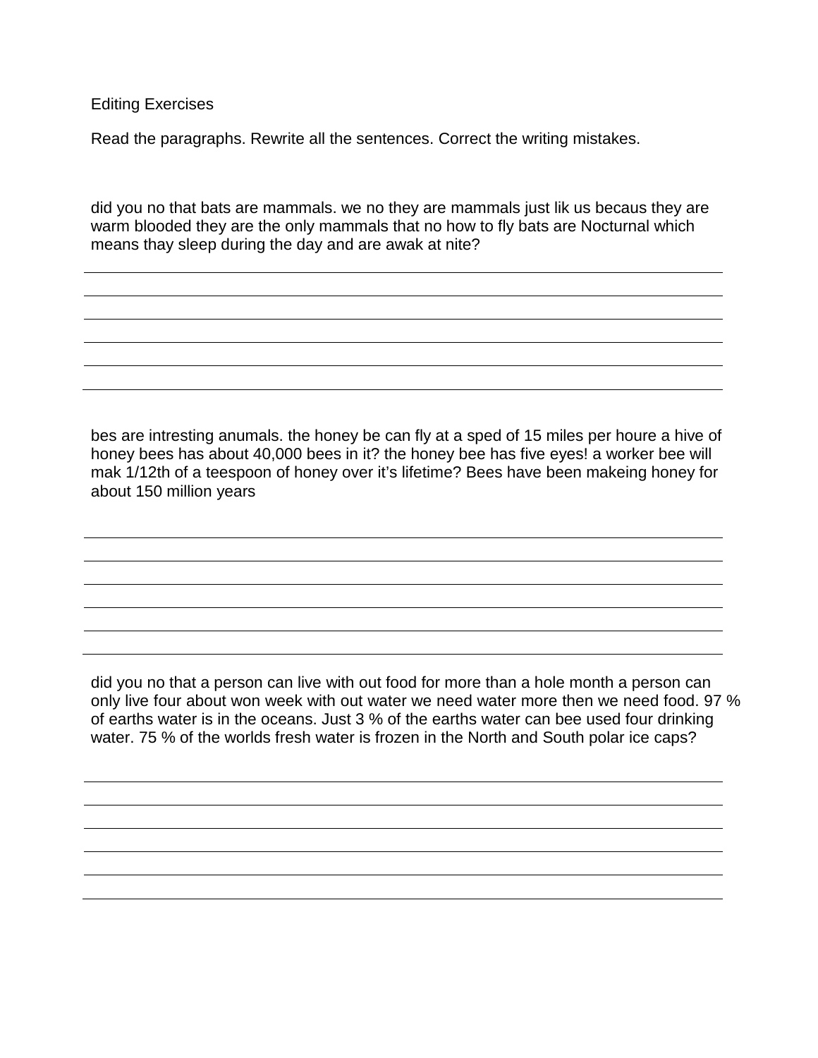Editing Exercises

Read the paragraphs. Rewrite all the sentences. Correct the writing mistakes.

did you no that bats are mammals. we no they are mammals just lik us becaus they are warm blooded they are the only mammals that no how to fly bats are Nocturnal which means thay sleep during the day and are awak at nite?

_______________________________________________

_______________________________________________

_______________________________________________

_______________________________________________

_______________________________________________

bes are intresting anumals. the honey be can fly at a sped of 15 miles per houre a hive of honey bees has about 40,000 bees in it? the honey bee has five eyes! a worker bee will mak 1/12th of a teespoon of honey over it's lifetime? Bees have been makeing honey for about 150 million years

_______________________________________________

_______________________________________________

_______________________________________________

_______________________________________________

_______________________________________________

did you no that a person can live with out food for more than a hole month a person can only live four about won week with out water we need water more then we need food. 97 % of earths water is in the oceans. Just 3 % of the earths water can bee used four drinking water. 75 % of the worlds fresh water is frozen in the North and South polar ice caps?

_______________________________________________

_______________________________________________

_______________________________________________

_______________________________________________

_______________________________________________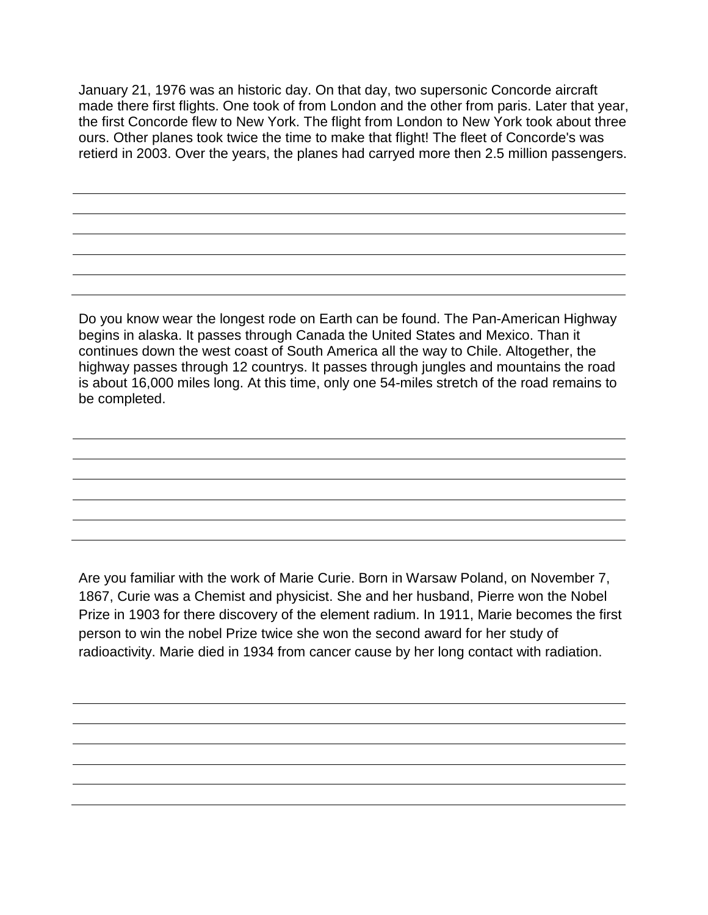January 21, 1976 was an historic day. On that day, two supersonic Concorde aircraft made there first flights. One took of from London and the other from paris. Later that year, the first Concorde flew to New York. The flight from London to New York took about three ours. Other planes took twice the time to make that flight! The fleet of Concorde's was retierd in 2003. Over the years, the planes had carryed more then 2.5 million passengers.

Do you know wear the longest rode on Earth can be found. The Pan-American Highway begins in alaska. It passes through Canada the United States and Mexico. Than it continues down the west coast of South America all the way to Chile. Altogether, the highway passes through 12 countrys. It passes through jungles and mountains the road is about 16,000 miles long. At this time, only one 54-miles stretch of the road remains to be completed.

Are you familiar with the work of Marie Curie. Born in Warsaw Poland, on November 7, 1867, Curie was a Chemist and physicist. She and her husband, Pierre won the Nobel Prize in 1903 for there discovery of the element radium. In 1911, Marie becomes the first person to win the nobel Prize twice she won the second award for her study of radioactivity. Marie died in 1934 from cancer cause by her long contact with radiation.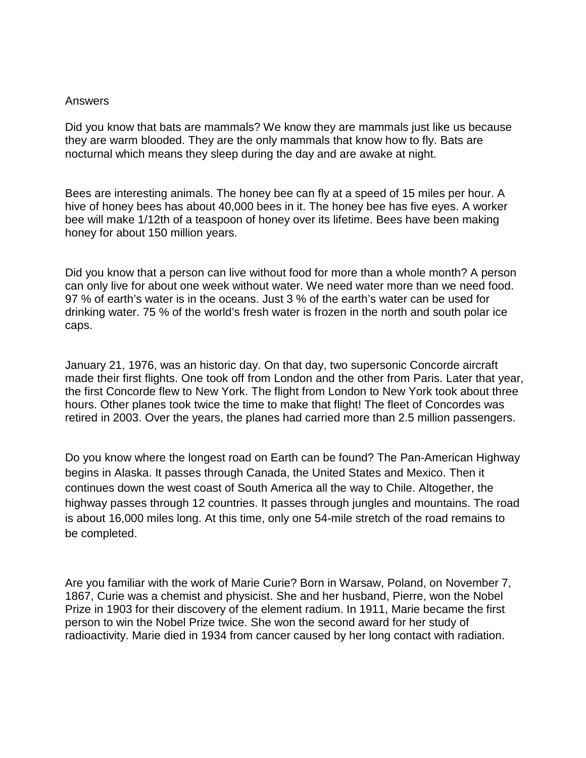Answers

Did you know that bats are mammals? We know they are mammals just like us because they are warm blooded. They are the only mammals that know how to fly. Bats are nocturnal which means they sleep during the day and are awake at night.

Bees are interesting animals. The honey bee can fly at a speed of 15 miles per hour. A hive of honey bees has about 40,000 bees in it. The honey bee has five eyes. A worker bee will make 1/12th of a teaspoon of honey over its lifetime. Bees have been making honey for about 150 million years.

Did you know that a person can live without food for more than a whole month? A person can only live for about one week without water. We need water more than we need food. 97 % of earth's water is in the oceans. Just 3 % of the earth's water can be used for drinking water. 75 % of the world's fresh water is frozen in the north and south polar ice caps.

January 21, 1976, was an historic day. On that day, two supersonic Concorde aircraft made their first flights. One took off from London and the other from Paris. Later that year, the first Concorde flew to New York. The flight from London to New York took about three hours. Other planes took twice the time to make that flight! The fleet of Concordes was retired in 2003. Over the years, the planes had carried more than 2.5 million passengers.

Do you know where the longest road on Earth can be found? The Pan-American Highway begins in Alaska. It passes through Canada, the United States and Mexico. Then it continues down the west coast of South America all the way to Chile. Altogether, the highway passes through 12 countries. It passes through jungles and mountains. The road is about 16,000 miles long. At this time, only one 54-mile stretch of the road remains to be completed.

Are you familiar with the work of Marie Curie? Born in Warsaw, Poland, on November 7, 1867, Curie was a chemist and physicist. She and her husband, Pierre, won the Nobel Prize in 1903 for their discovery of the element radium. In 1911, Marie became the first person to win the Nobel Prize twice. She won the second award for her study of radioactivity. Marie died in 1934 from cancer caused by her long contact with radiation.